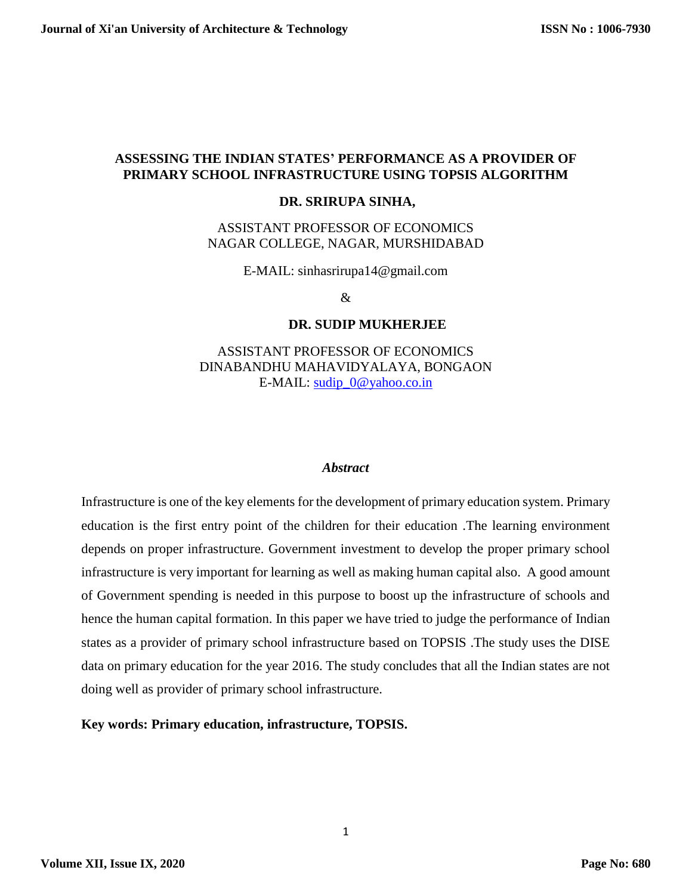# ASSESSING THE INDIAN STATES' PERFORMANCE AS A PROVIDER OF PRIMARY SCHOOL INFRASTRUCTURE USING TOPSIS ALGORITHM

**DR. SRIRUPA SINHA,**

ASSISTANT PROFESSOR OF ECONOMICS
NAGAR COLLEGE, NAGAR, MURSHIDABAD

E-MAIL: sinhasrirupa14@gmail.com

&

**DR. SUDIP MUKHERJEE**

ASSISTANT PROFESSOR OF ECONOMICS
DINABANDHU MAHAVIDYALAYA, BONGAON
E-MAIL: sudip_0@yahoo.co.in

## *Abstract*

Infrastructure is one of the key elements for the development of primary education system. Primary education is the first entry point of the children for their education .The learning environment depends on proper infrastructure. Government investment to develop the proper primary school infrastructure is very important for learning as well as making human capital also. A good amount of Government spending is needed in this purpose to boost up the infrastructure of schools and hence the human capital formation. In this paper we have tried to judge the performance of Indian states as a provider of primary school infrastructure based on TOPSIS .The study uses the DISE data on primary education for the year 2016. The study concludes that all the Indian states are not doing well as provider of primary school infrastructure.

**Key words: Primary education, infrastructure, TOPSIS.**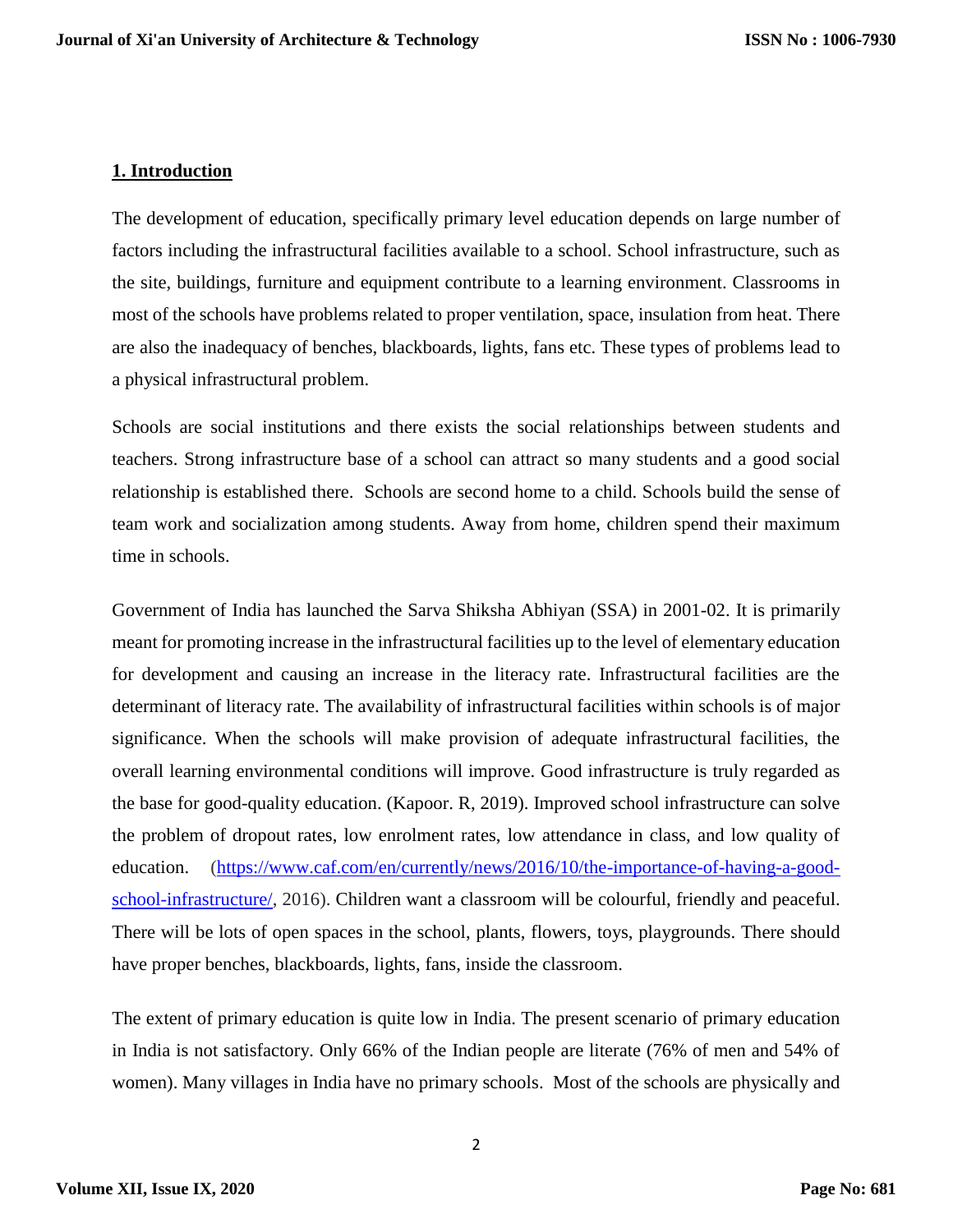## 1. Introduction

The development of education, specifically primary level education depends on large number of factors including the infrastructural facilities available to a school. School infrastructure, such as the site, buildings, furniture and equipment contribute to a learning environment. Classrooms in most of the schools have problems related to proper ventilation, space, insulation from heat. There are also the inadequacy of benches, blackboards, lights, fans etc. These types of problems lead to a physical infrastructural problem.

Schools are social institutions and there exists the social relationships between students and teachers. Strong infrastructure base of a school can attract so many students and a good social relationship is established there. Schools are second home to a child. Schools build the sense of team work and socialization among students. Away from home, children spend their maximum time in schools.

Government of India has launched the Sarva Shiksha Abhiyan (SSA) in 2001-02. It is primarily meant for promoting increase in the infrastructural facilities up to the level of elementary education for development and causing an increase in the literacy rate. Infrastructural facilities are the determinant of literacy rate. The availability of infrastructural facilities within schools is of major significance. When the schools will make provision of adequate infrastructural facilities, the overall learning environmental conditions will improve. Good infrastructure is truly regarded as the base for good-quality education. (Kapoor. R, 2019). Improved school infrastructure can solve the problem of dropout rates, low enrolment rates, low attendance in class, and low quality of education. (https://www.caf.com/en/currently/news/2016/10/the-importance-of-having-a-good-school-infrastructure/, 2016). Children want a classroom will be colourful, friendly and peaceful. There will be lots of open spaces in the school, plants, flowers, toys, playgrounds. There should have proper benches, blackboards, lights, fans, inside the classroom.

The extent of primary education is quite low in India. The present scenario of primary education in India is not satisfactory. Only 66% of the Indian people are literate (76% of men and 54% of women). Many villages in India have no primary schools. Most of the schools are physically and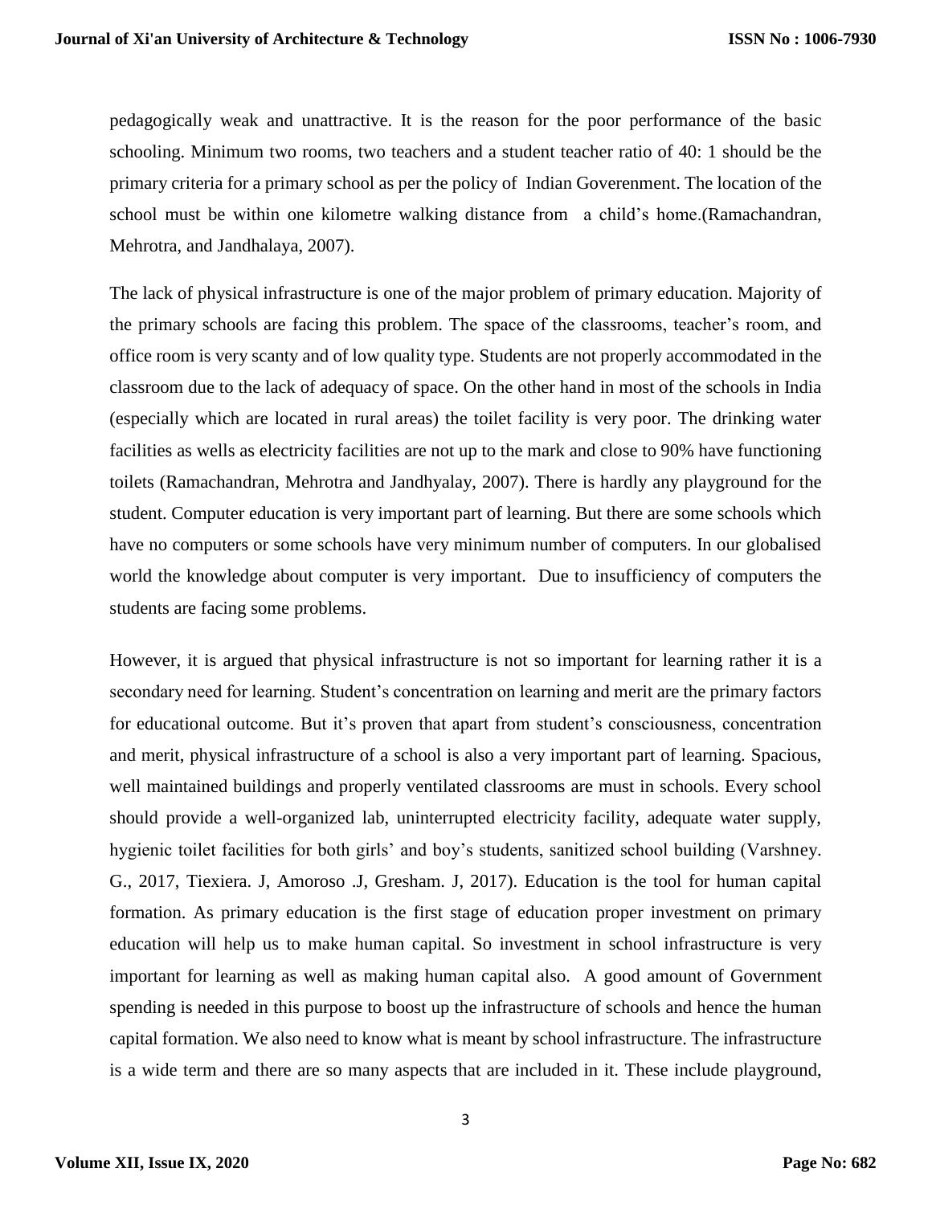pedagogically weak and unattractive. It is the reason for the poor performance of the basic schooling. Minimum two rooms, two teachers and a student teacher ratio of 40: 1 should be the primary criteria for a primary school as per the policy of Indian Goverenment. The location of the school must be within one kilometre walking distance from a child's home.(Ramachandran, Mehrotra, and Jandhalaya, 2007).

The lack of physical infrastructure is one of the major problem of primary education. Majority of the primary schools are facing this problem. The space of the classrooms, teacher's room, and office room is very scanty and of low quality type. Students are not properly accommodated in the classroom due to the lack of adequacy of space. On the other hand in most of the schools in India (especially which are located in rural areas) the toilet facility is very poor. The drinking water facilities as wells as electricity facilities are not up to the mark and close to 90% have functioning toilets (Ramachandran, Mehrotra and Jandhyalay, 2007). There is hardly any playground for the student. Computer education is very important part of learning. But there are some schools which have no computers or some schools have very minimum number of computers. In our globalised world the knowledge about computer is very important. Due to insufficiency of computers the students are facing some problems.

However, it is argued that physical infrastructure is not so important for learning rather it is a secondary need for learning. Student's concentration on learning and merit are the primary factors for educational outcome. But it's proven that apart from student's consciousness, concentration and merit, physical infrastructure of a school is also a very important part of learning. Spacious, well maintained buildings and properly ventilated classrooms are must in schools. Every school should provide a well-organized lab, uninterrupted electricity facility, adequate water supply, hygienic toilet facilities for both girls' and boy's students, sanitized school building (Varshney. G., 2017, Tiexiera. J, Amoroso .J, Gresham. J, 2017). Education is the tool for human capital formation. As primary education is the first stage of education proper investment on primary education will help us to make human capital. So investment in school infrastructure is very important for learning as well as making human capital also. A good amount of Government spending is needed in this purpose to boost up the infrastructure of schools and hence the human capital formation. We also need to know what is meant by school infrastructure. The infrastructure is a wide term and there are so many aspects that are included in it. These include playground,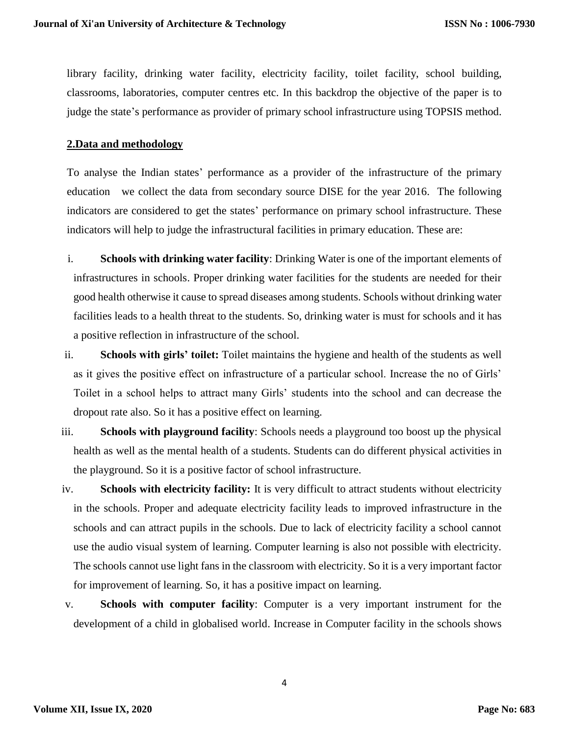library facility, drinking water facility, electricity facility, toilet facility, school building, classrooms, laboratories, computer centres etc. In this backdrop the objective of the paper is to judge the state's performance as provider of primary school infrastructure using TOPSIS method.

## 2.Data and methodology

To analyse the Indian states' performance as a provider of the infrastructure of the primary education we collect the data from secondary source DISE for the year 2016. The following indicators are considered to get the states' performance on primary school infrastructure. These indicators will help to judge the infrastructural facilities in primary education. These are:

i. **Schools with drinking water facility**: Drinking Water is one of the important elements of infrastructures in schools. Proper drinking water facilities for the students are needed for their good health otherwise it cause to spread diseases among students. Schools without drinking water facilities leads to a health threat to the students. So, drinking water is must for schools and it has a positive reflection in infrastructure of the school.

ii. **Schools with girls' toilet:** Toilet maintains the hygiene and health of the students as well as it gives the positive effect on infrastructure of a particular school. Increase the no of Girls' Toilet in a school helps to attract many Girls' students into the school and can decrease the dropout rate also. So it has a positive effect on learning.

iii. **Schools with playground facility**: Schools needs a playground too boost up the physical health as well as the mental health of a students. Students can do different physical activities in the playground. So it is a positive factor of school infrastructure.

iv. **Schools with electricity facility:** It is very difficult to attract students without electricity in the schools. Proper and adequate electricity facility leads to improved infrastructure in the schools and can attract pupils in the schools. Due to lack of electricity facility a school cannot use the audio visual system of learning. Computer learning is also not possible with electricity. The schools cannot use light fans in the classroom with electricity. So it is a very important factor for improvement of learning. So, it has a positive impact on learning.

v. **Schools with computer facility**: Computer is a very important instrument for the development of a child in globalised world. Increase in Computer facility in the schools shows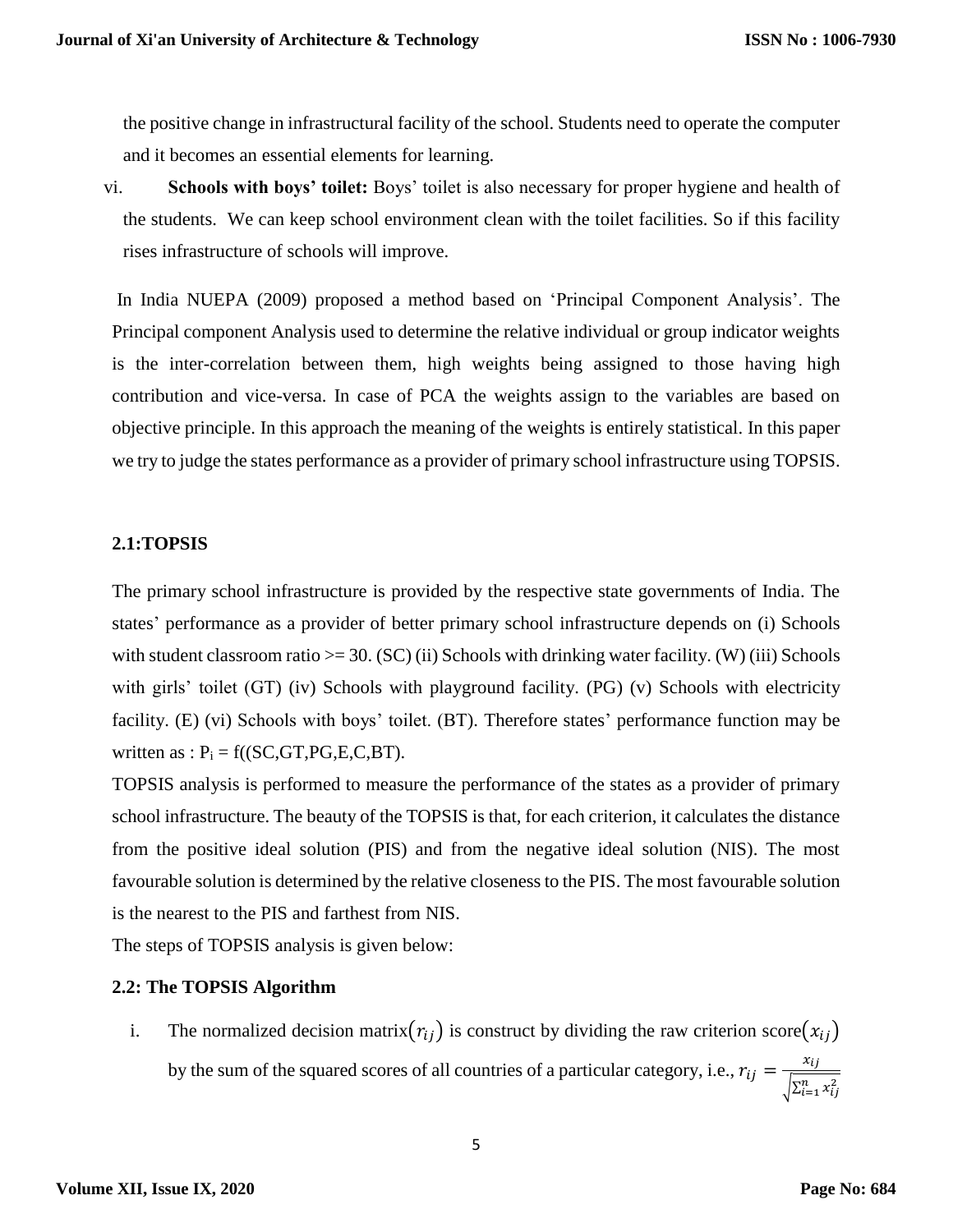the positive change in infrastructural facility of the school. Students need to operate the computer and it becomes an essential elements for learning.

vi. **Schools with boys' toilet:** Boys' toilet is also necessary for proper hygiene and health of the students. We can keep school environment clean with the toilet facilities. So if this facility rises infrastructure of schools will improve.

In India NUEPA (2009) proposed a method based on 'Principal Component Analysis'. The Principal component Analysis used to determine the relative individual or group indicator weights is the inter-correlation between them, high weights being assigned to those having high contribution and vice-versa. In case of PCA the weights assign to the variables are based on objective principle. In this approach the meaning of the weights is entirely statistical. In this paper we try to judge the states performance as a provider of primary school infrastructure using TOPSIS.

### 2.1:TOPSIS

The primary school infrastructure is provided by the respective state governments of India. The states' performance as a provider of better primary school infrastructure depends on (i) Schools with student classroom ratio >= 30. (SC) (ii) Schools with drinking water facility. (W) (iii) Schools with girls' toilet (GT) (iv) Schools with playground facility. (PG) (v) Schools with electricity facility. (E) (vi) Schools with boys' toilet. (BT). Therefore states' performance function may be written as : $P_i = f((SC,GT,PG,E,C,BT)$.

TOPSIS analysis is performed to measure the performance of the states as a provider of primary school infrastructure. The beauty of the TOPSIS is that, for each criterion, it calculates the distance from the positive ideal solution (PIS) and from the negative ideal solution (NIS). The most favourable solution is determined by the relative closeness to the PIS. The most favourable solution is the nearest to the PIS and farthest from NIS.

The steps of TOPSIS analysis is given below:

### 2.2: The TOPSIS Algorithm

i. The normalized decision matrix$(r_{ij})$ is construct by dividing the raw criterion score$(x_{ij})$ by the sum of the squared scores of all countries of a particular category, i.e., $r_{ij} = \frac{x_{ij}}{\sqrt{\sum_{i=1}^{n} x_{ij}^2}}$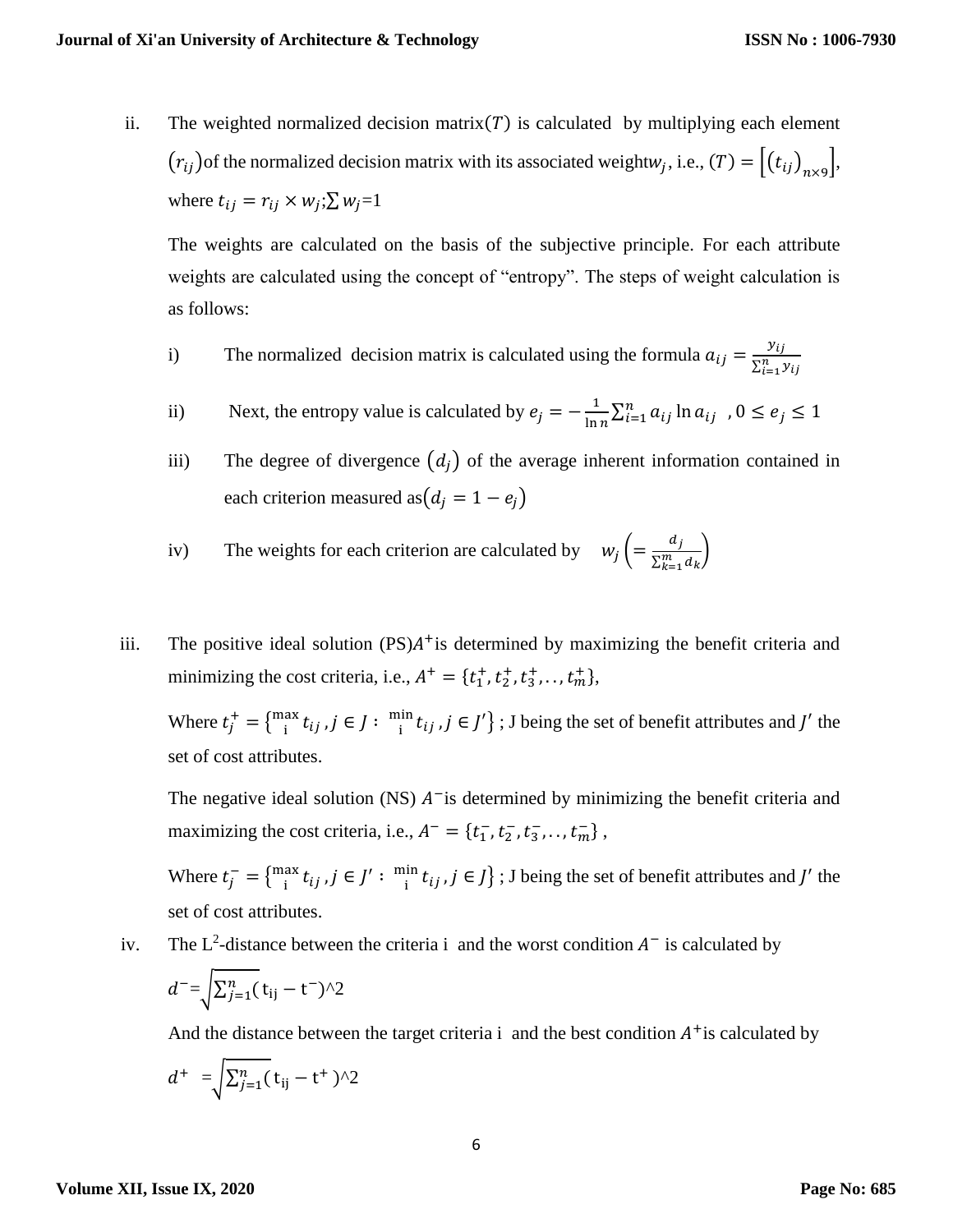ii. The weighted normalized decision matrix$(T)$ is calculated by multiplying each element $(r_{ij})$of the normalized decision matrix with its associated weight$w_j$, i.e., $(T) = \left[(t_{ij})_{n\times 9}\right]$, where $t_{ij} = r_{ij} \times w_j$;$\sum w_j$=1

The weights are calculated on the basis of the subjective principle. For each attribute weights are calculated using the concept of "entropy". The steps of weight calculation is as follows:

i) The normalized decision matrix is calculated using the formula $a_{ij} = \frac{y_{ij}}{\sum_{i=1}^{n} y_{ij}}$

ii) Next, the entropy value is calculated by $e_j = -\frac{1}{\ln n}\sum_{i=1}^{n} a_{ij} \ln a_{ij}$ , $0 \leq e_j \leq 1$

iii) The degree of divergence $(d_j)$ of the average inherent information contained in each criterion measured as$(d_j = 1 - e_j)$

iv) The weights for each criterion are calculated by $w_j \left(= \frac{d_j}{\sum_{k=1}^{m} d_k}\right)$

iii. The positive ideal solution (PS)$A^+$is determined by maximizing the benefit criteria and minimizing the cost criteria, i.e., $A^+ = \{t_1^+, t_2^+, t_3^+, .., t_m^+\}$,

Where $t_j^+ = \{\max_i t_{ij}, j \in J : \min_i t_{ij}, j \in J'\}$ ; J being the set of benefit attributes and $J'$ the set of cost attributes.

The negative ideal solution (NS) $A^-$is determined by minimizing the benefit criteria and maximizing the cost criteria, i.e., $A^- = \{t_1^-, t_2^-, t_3^-, .., t_m^-\}$ ,

Where $t_j^- = \{\max_i t_{ij}, j \in J' : \min_i t_{ij}, j \in J\}$ ; J being the set of benefit attributes and $J'$ the set of cost attributes.

iv. The L[2]-distance between the criteria i and the worst condition $A^-$ is calculated by

$$d^- = \sqrt{\sum_{j=1}^{n}}(\mathrm{t_{ij}} - \mathrm{t}^-)^2$$

And the distance between the target criteria i and the best condition $A^+$is calculated by

$$d^+ = \sqrt{\sum_{j=1}^{n}}(\mathrm{t_{ij}} - \mathrm{t}^+)^2$$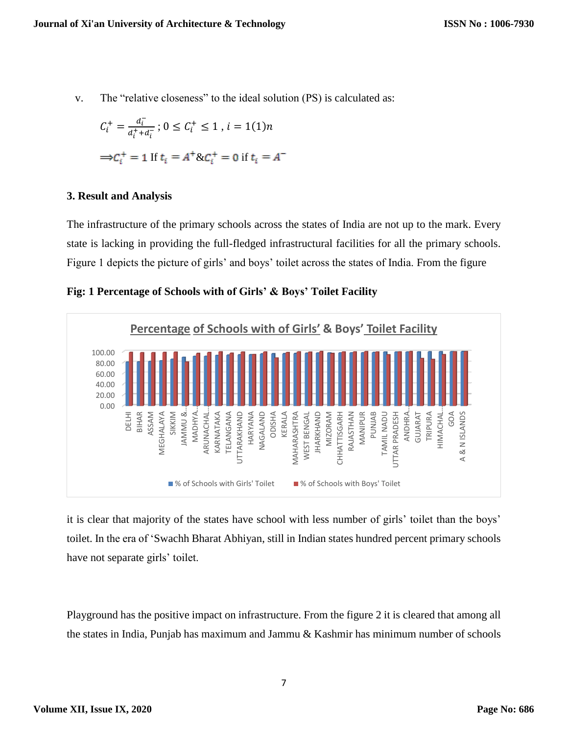v. The "relative closeness" to the ideal solution (PS) is calculated as:

$$C_i^+ = \frac{d_i^-}{d_i^+ + d_i^-}\ ;\ 0 \le C_i^+ \le 1\ ,\ i = 1(1)n$$

$$\Rightarrow C_i^+ = 1 \text{ If } t_i = A^+ \ \& \ C_i^+ = 0 \text{ if } t_i = A^-$$

### 3. Result and Analysis

The infrastructure of the primary schools across the states of India are not up to the mark. Every state is lacking in providing the full-fledged infrastructural facilities for all the primary schools. Figure 1 depicts the picture of girls' and boys' toilet across the states of India. From the figure

**Fig: 1 Percentage of Schools with of Girls' & Boys' Toilet Facility**

it is clear that majority of the states have school with less number of girls' toilet than the boys' toilet. In the era of 'Swachh Bharat Abhiyan, still in Indian states hundred percent primary schools have not separate girls' toilet.

Playground has the positive impact on infrastructure. From the figure 2 it is cleared that among all the states in India, Punjab has maximum and Jammu & Kashmir has minimum number of schools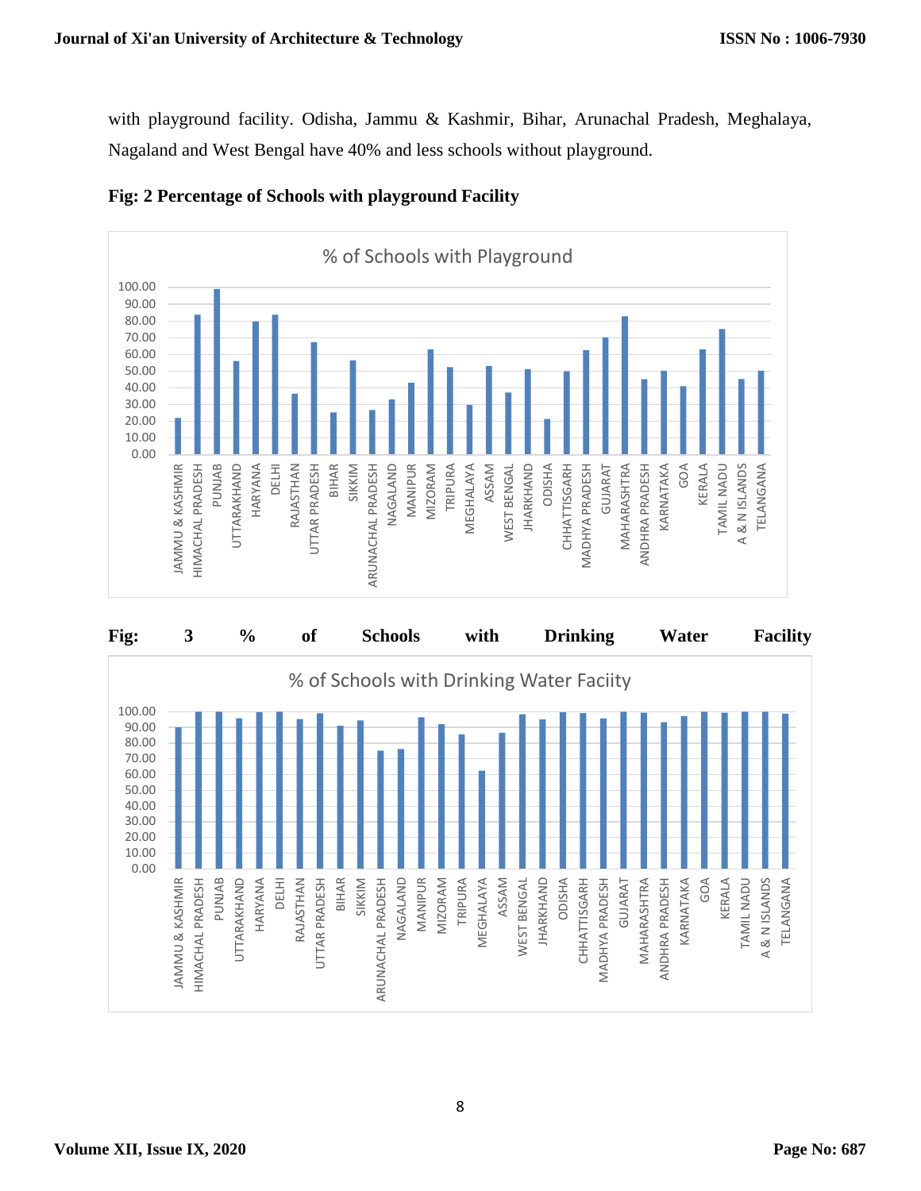with playground facility. Odisha, Jammu & Kashmir, Bihar, Arunachal Pradesh, Meghalaya, Nagaland and West Bengal have 40% and less schools without playground.

**Fig: 2 Percentage of Schools with playground Facility**

**Fig: 3 % of Schools with Drinking Water Facility**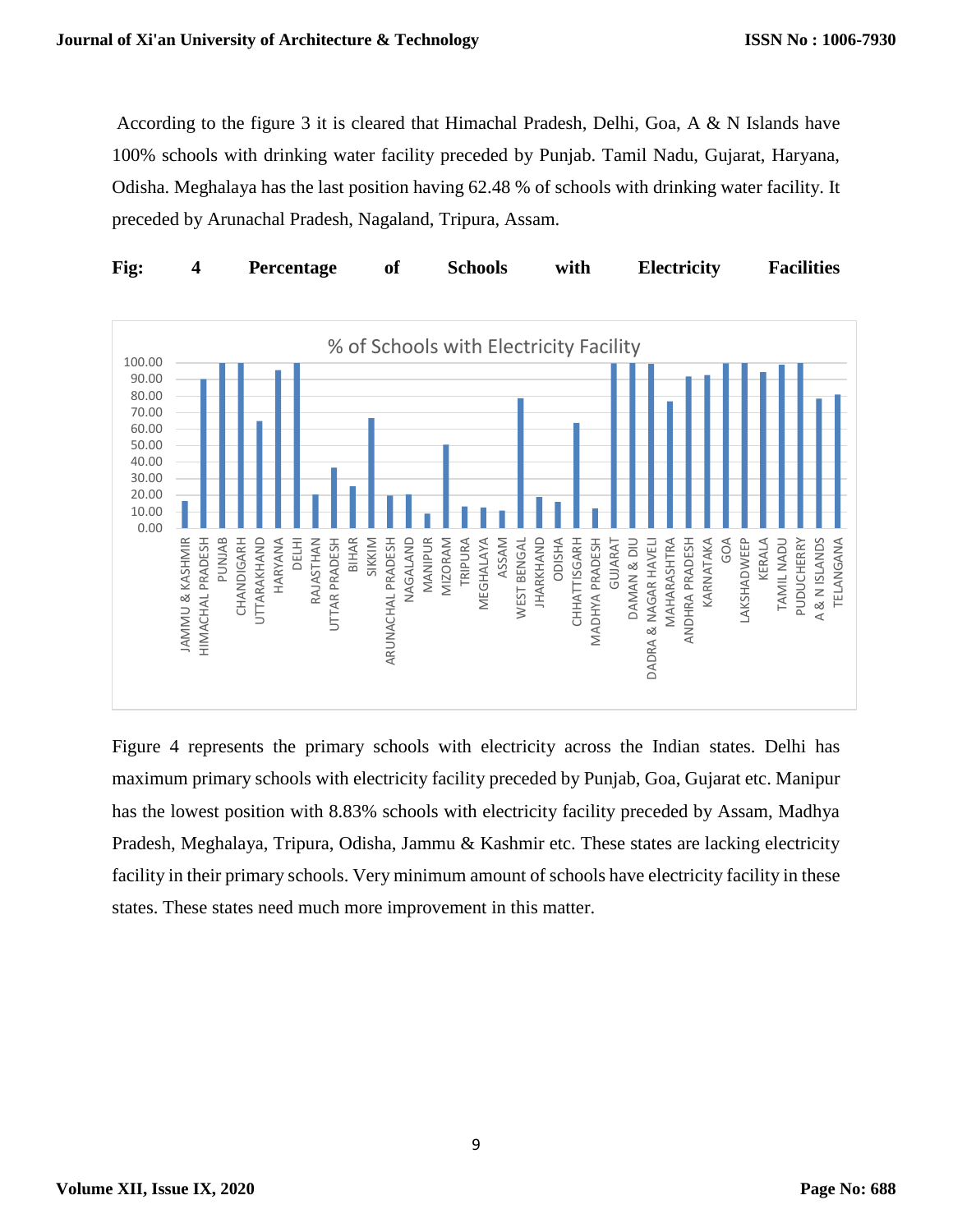According to the figure 3 it is cleared that Himachal Pradesh, Delhi, Goa, A & N Islands have 100% schools with drinking water facility preceded by Punjab. Tamil Nadu, Gujarat, Haryana, Odisha. Meghalaya has the last position having 62.48 % of schools with drinking water facility. It preceded by Arunachal Pradesh, Nagaland, Tripura, Assam.

**Fig: 4 Percentage of Schools with Electricity Facilities**

Figure 4 represents the primary schools with electricity across the Indian states. Delhi has maximum primary schools with electricity facility preceded by Punjab, Goa, Gujarat etc. Manipur has the lowest position with 8.83% schools with electricity facility preceded by Assam, Madhya Pradesh, Meghalaya, Tripura, Odisha, Jammu & Kashmir etc. These states are lacking electricity facility in their primary schools. Very minimum amount of schools have electricity facility in these states. These states need much more improvement in this matter.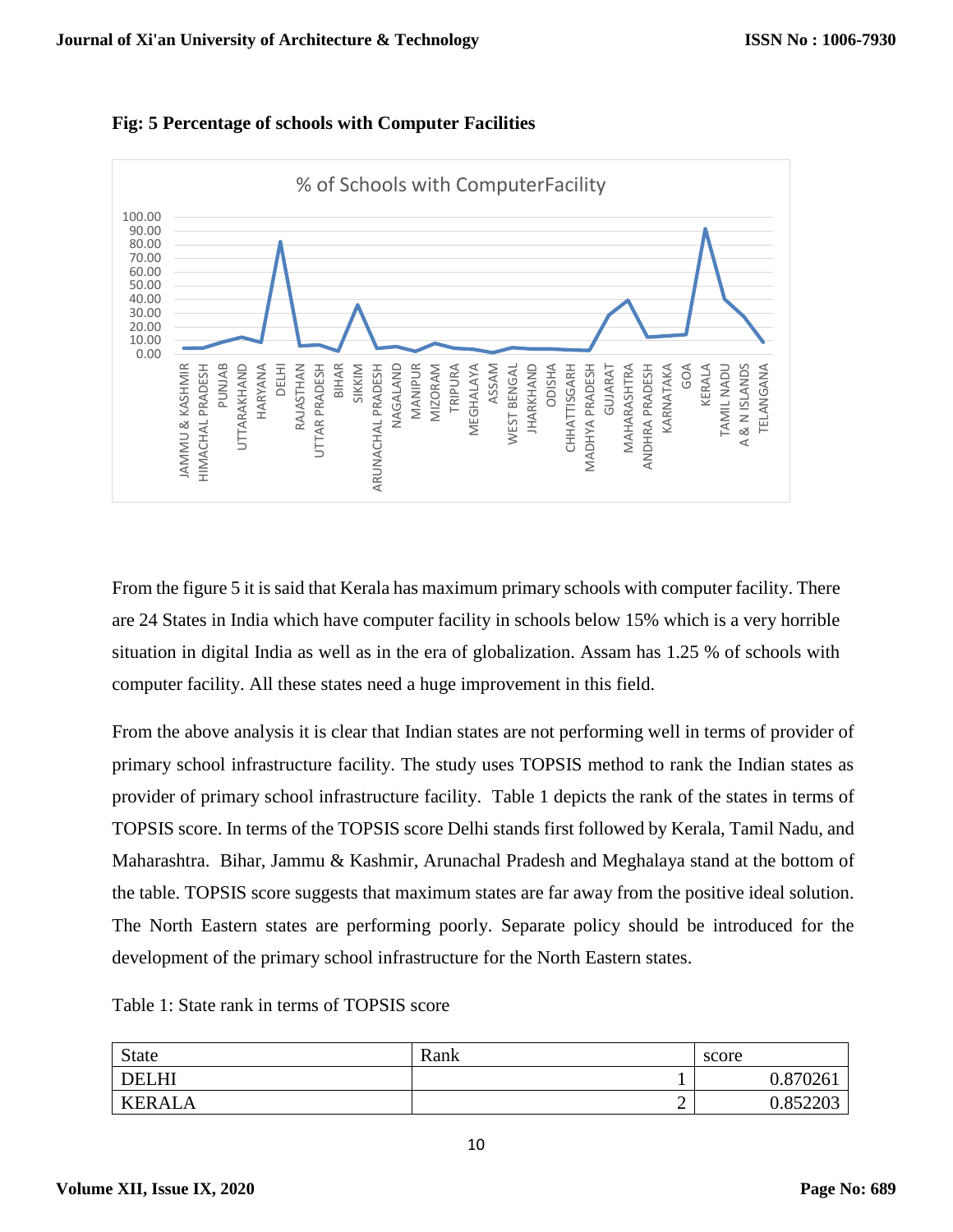**Fig: 5 Percentage of schools with Computer Facilities**

From the figure 5 it is said that Kerala has maximum primary schools with computer facility. There are 24 States in India which have computer facility in schools below 15% which is a very horrible situation in digital India as well as in the era of globalization. Assam has 1.25 % of schools with computer facility. All these states need a huge improvement in this field.

From the above analysis it is clear that Indian states are not performing well in terms of provider of primary school infrastructure facility. The study uses TOPSIS method to rank the Indian states as provider of primary school infrastructure facility. Table 1 depicts the rank of the states in terms of TOPSIS score. In terms of the TOPSIS score Delhi stands first followed by Kerala, Tamil Nadu, and Maharashtra. Bihar, Jammu & Kashmir, Arunachal Pradesh and Meghalaya stand at the bottom of the table. TOPSIS score suggests that maximum states are far away from the positive ideal solution. The North Eastern states are performing poorly. Separate policy should be introduced for the development of the primary school infrastructure for the North Eastern states.

Table 1: State rank in terms of TOPSIS score

| State | Rank | score |
|---|---|---|
| DELHI | 1 | 0.870261 |
| KERALA | 2 | 0.852203 |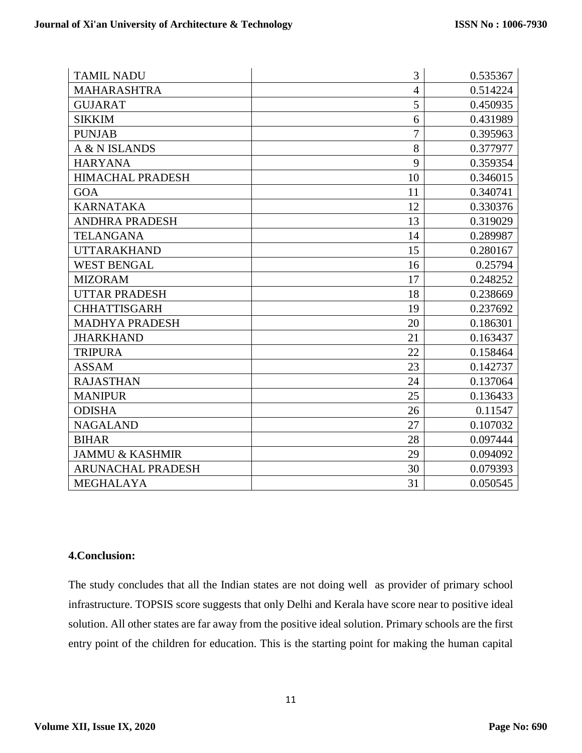| | | |
|---|---|---|
| TAMIL NADU | 3 | 0.535367 |
| MAHARASHTRA | 4 | 0.514224 |
| GUJARAT | 5 | 0.450935 |
| SIKKIM | 6 | 0.431989 |
| PUNJAB | 7 | 0.395963 |
| A & N ISLANDS | 8 | 0.377977 |
| HARYANA | 9 | 0.359354 |
| HIMACHAL PRADESH | 10 | 0.346015 |
| GOA | 11 | 0.340741 |
| KARNATAKA | 12 | 0.330376 |
| ANDHRA PRADESH | 13 | 0.319029 |
| TELANGANA | 14 | 0.289987 |
| UTTARAKHAND | 15 | 0.280167 |
| WEST BENGAL | 16 | 0.25794 |
| MIZORAM | 17 | 0.248252 |
| UTTAR PRADESH | 18 | 0.238669 |
| CHHATTISGARH | 19 | 0.237692 |
| MADHYA PRADESH | 20 | 0.186301 |
| JHARKHAND | 21 | 0.163437 |
| TRIPURA | 22 | 0.158464 |
| ASSAM | 23 | 0.142737 |
| RAJASTHAN | 24 | 0.137064 |
| MANIPUR | 25 | 0.136433 |
| ODISHA | 26 | 0.11547 |
| NAGALAND | 27 | 0.107032 |
| BIHAR | 28 | 0.097444 |
| JAMMU & KASHMIR | 29 | 0.094092 |
| ARUNACHAL PRADESH | 30 | 0.079393 |
| MEGHALAYA | 31 | 0.050545 |

## 4.Conclusion:

The study concludes that all the Indian states are not doing well as provider of primary school infrastructure. TOPSIS score suggests that only Delhi and Kerala have score near to positive ideal solution. All other states are far away from the positive ideal solution. Primary schools are the first entry point of the children for education. This is the starting point for making the human capital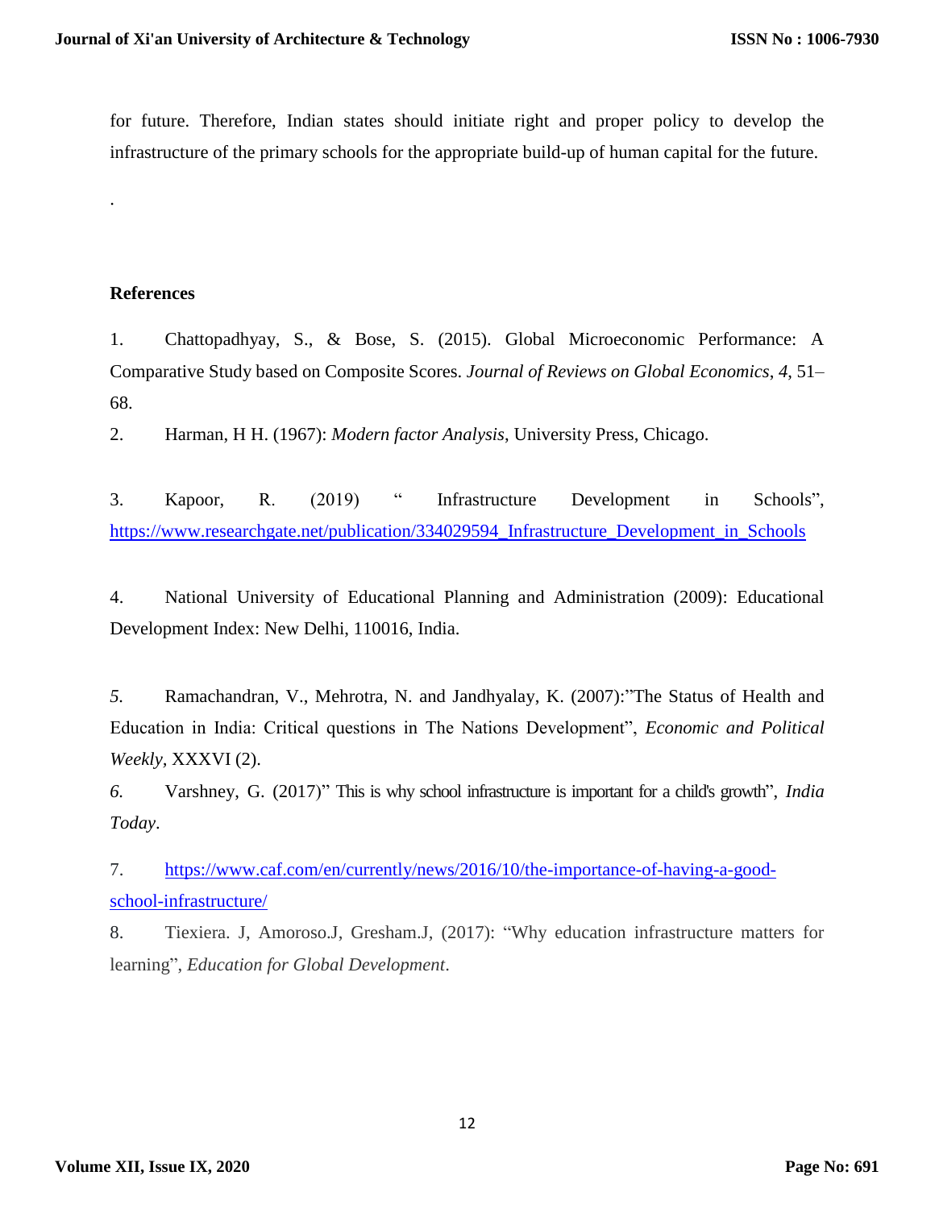for future. Therefore, Indian states should initiate right and proper policy to develop the infrastructure of the primary schools for the appropriate build-up of human capital for the future.

.

## References

1. Chattopadhyay, S., & Bose, S. (2015). Global Microeconomic Performance: A Comparative Study based on Composite Scores. *Journal of Reviews on Global Economics*, *4*, 51–68.

2. Harman, H H. (1967): *Modern factor Analysis*, University Press, Chicago.

3. Kapoor, R. (2019) " Infrastructure Development in Schools", https://www.researchgate.net/publication/334029594_Infrastructure_Development_in_Schools

4. National University of Educational Planning and Administration (2009): Educational Development Index: New Delhi, 110016, India.

5. Ramachandran, V., Mehrotra, N. and Jandhyalay, K. (2007):"The Status of Health and Education in India: Critical questions in The Nations Development", *Economic and Political Weekly*, XXXVI (2).

6. Varshney, G. (2017)" This is why school infrastructure is important for a child's growth", *India Today*.

7. https://www.caf.com/en/currently/news/2016/10/the-importance-of-having-a-good-school-infrastructure/

8. Tiexiera. J, Amoroso.J, Gresham.J, (2017): "Why education infrastructure matters for learning", *Education for Global Development*.